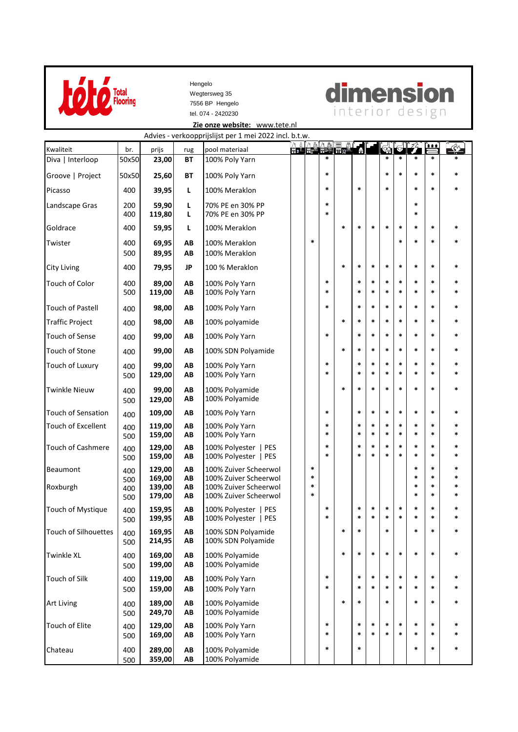**Hengelo**
Wegtersweg 35
7556 BP Hengelo
tel. 074 - 2420230

**Zie onze website:** www.tete.nl

Advies - verkoopprijslijst per 1 mei 2022 incl. b.t.w.

| Kwaliteit | br. | prijs | rug | pool materiaal | | | | | | | | | | | |
|---|---|---|---|---|---|---|---|---|---|---|---|---|---|---|---|
| Diva \| Interloop | 50x50 | **23,00** | **BT** | 100% Poly Yarn | | | * | | | | * | * | * | * | * |
| Groove \| Project | 50x50 | **25,60** | **BT** | 100% Poly Yarn | | | * | | | | * | * | * | * | * |
| Picasso | 400 | **39,95** | **L** | 100% Meraklon | | | * | | * | | * | | * | * | * |
| Landscape Gras | 200 | **59,90** | **L** | 70% PE en 30% PP | | | * | | | | | | * | | |
| | 400 | **119,80** | **L** | 70% PE en 30% PP | | | * | | | | | | * | | |
| Goldrace | 400 | **59,95** | **L** | 100% Meraklon | | | | * | * | * | * | * | * | * | * |
| Twister | 400 | **69,95** | **AB** | 100% Meraklon | | * | | | | | | * | * | * | * |
| | 500 | **89,95** | **AB** | 100% Meraklon | | | | | | | | | | | |
| City Living | 400 | **79,95** | **JP** | 100 % Meraklon | | | | * | * | * | * | * | * | * | * |
| Touch of Color | 400 | **89,00** | **AB** | 100% Poly Yarn | | | * | | * | * | * | * | * | * | * |
| | 500 | **119,00** | **AB** | 100% Poly Yarn | | | * | | * | * | * | * | * | * | * |
| Touch of Pastell | 400 | **98,00** | **AB** | 100% Poly Yarn | | | * | | * | * | * | * | * | * | * |
| Traffic Project | 400 | **98,00** | **AB** | 100% polyamide | | | | * | * | * | * | * | * | * | * |
| Touch of Sense | 400 | **99,00** | **AB** | 100% Poly Yarn | | | * | | * | * | * | * | * | * | * |
| Touch of Stone | 400 | **99,00** | **AB** | 100% SDN Polyamide | | | | * | * | * | * | * | * | * | * |
| Touch of Luxury | 400 | **99,00** | **AB** | 100% Poly Yarn | | | * | | * | * | * | * | * | * | * |
| | 500 | **129,00** | **AB** | 100% Poly Yarn | | | * | | * | * | * | * | * | * | * |
| Twinkle Nieuw | 400 | **99,00** | **AB** | 100% Polyamide | | | | * | * | * | * | * | * | * | * |
| | 500 | **129,00** | **AB** | 100% Polyamide | | | | | | | | | | | |
| Touch of Sensation | 400 | **109,00** | **AB** | 100% Poly Yarn | | | * | | * | * | * | * | * | * | * |
| Touch of Excellent | 400 | **119,00** | **AB** | 100% Poly Yarn | | | * | | * | * | * | * | * | * | * |
| | 500 | **159,00** | **AB** | 100% Poly Yarn | | | * | | * | * | * | * | * | * | * |
| Touch of Cashmere | 400 | **129,00** | **AB** | 100% Polyester \| PES | | | * | | * | * | * | * | * | * | * |
| | 500 | **159,00** | **AB** | 100% Polyester \| PES | | | * | | * | * | * | * | * | * | * |
| Beaumont | 400 | **129,00** | **AB** | 100% Zuiver Scheerwol | | * | | | | | | | * | * | * |
| | 500 | **169,00** | **AB** | 100% Zuiver Scheerwol | | * | | | | | | | * | * | * |
| Roxburgh | 400 | **139,00** | **AB** | 100% Zuiver Scheerwol | | * | | | | | | | * | * | * |
| | 500 | **179,00** | **AB** | 100% Zuiver Scheerwol | | * | | | | | | | * | * | * |
| Touch of Mystique | 400 | **159,95** | **AB** | 100% Polyester \| PES | | | * | | * | * | * | * | * | * | * |
| | 500 | **199,95** | **AB** | 100% Polyester \| PES | | | * | | * | * | * | * | * | * | * |
| Touch of Silhouettes | 400 | **169,95** | **AB** | 100% SDN Polyamide | | | | * | * | | * | | * | * | * |
| | 500 | **214,95** | **AB** | 100% SDN Polyamide | | | | | | | | | | | |
| Twinkle XL | 400 | **169,00** | **AB** | 100% Polyamide | | | | * | * | * | * | * | * | * | * |
| | 500 | **199,00** | **AB** | 100% Polyamide | | | | | | | | | | | |
| Touch of Silk | 400 | **119,00** | **AB** | 100% Poly Yarn | | | * | | * | * | * | * | * | * | * |
| | 500 | **159,00** | **AB** | 100% Poly Yarn | | | * | | * | * | * | * | * | * | * |
| Art Living | 400 | **189,00** | **AB** | 100% Polyamide | | | | * | * | | * | | * | * | * |
| | 500 | **249,70** | **AB** | 100% Polyamide | | | | | | | | | | | |
| Touch of Elite | 400 | **129,00** | **AB** | 100% Poly Yarn | | | * | | * | * | * | * | * | * | * |
| | 500 | **169,00** | **AB** | 100% Poly Yarn | | | * | | * | * | * | * | * | * | * |
| Chateau | 400 | **289,00** | **AB** | 100% Polyamide | | | * | | * | | | | * | * | * |
| | 500 | **359,00** | **AB** | 100% Polyamide | | | | | | | | | | | |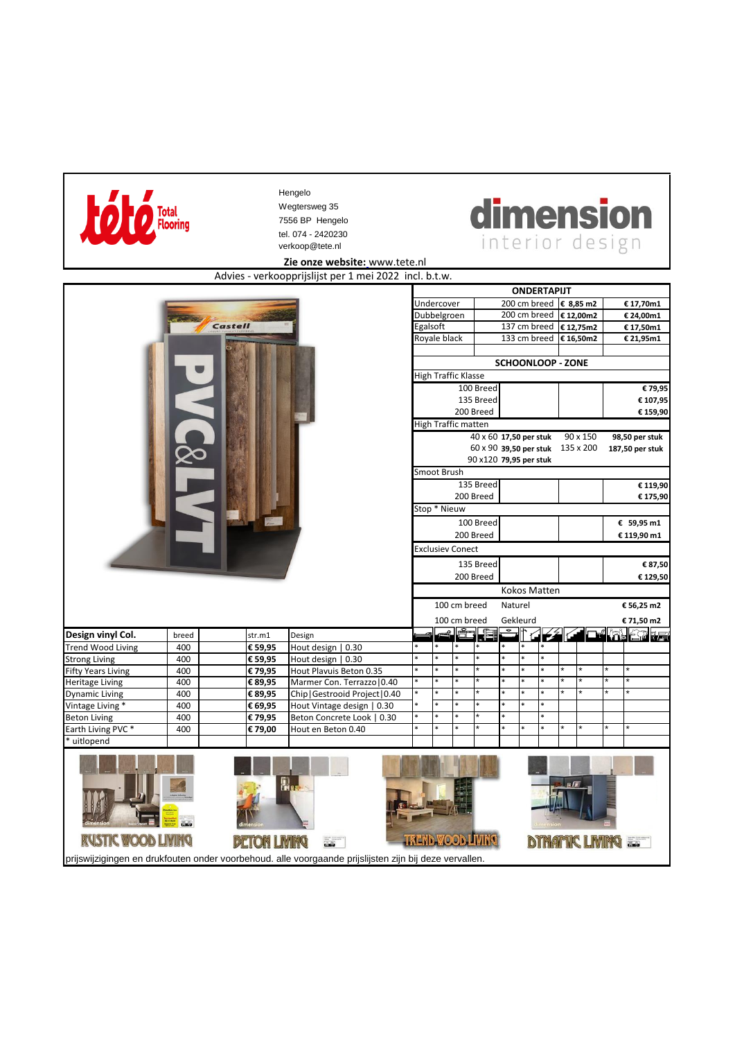Hengelo
Wegtersweg 35
7556 BP Hengelo
tel. 074 - 2420230
verkoop@tete.nl

**Zie onze website:** www.tete.nl

Advies - verkoopprijslijst per 1 mei 2022 incl. b.t.w.

## ONDERTAPIJT

| | | | |
|---|---|---|---|
| Undercover | 200 cm breed | € 8,85 m2 | € 17,70m1 |
| Dubbelgroen | 200 cm breed | € 12,00m2 | € 24,00m1 |
| Egalsoft | 137 cm breed | € 12,75m2 | € 17,50m1 |
| Royale black | 133 cm breed | € 16,50m2 | € 21,95m1 |

## SCHOONLOOP - ZONE

**High Traffic Klasse**

| | |
|---|---|
| 100 Breed | € 79,95 |
| 135 Breed | € 107,95 |
| 200 Breed | € 159,90 |

**High Traffic matten**

| | | | |
|---|---|---|---|
| 40 x 60 | 17,50 per stuk | 90 x 150 | 98,50 per stuk |
| 60 x 90 | 39,50 per stuk | 135 x 200 | 187,50 per stuk |
| 90 x120 | 79,95 per stuk | | |

**Smoot Brush**

| | |
|---|---|
| 135 Breed | € 119,90 |
| 200 Breed | € 175,90 |

**Stop * Nieuw**

| | |
|---|---|
| 100 Breed | € 59,95 m1 |
| 200 Breed | € 119,90 m1 |

**Exclusiev Conect**

| | |
|---|---|
| 135 Breed | € 87,50 |
| 200 Breed | € 129,50 |

**Kokos Matten**

| | | |
|---|---|---|
| 100 cm breed | Naturel | € 56,25 m2 |
| 100 cm breed | Gekleurd | € 71,50 m2 |

| Design vinyl Col. | breed | str.m1 | Design | | | | | | | | | | | | |
|---|---|---|---|---|---|---|---|---|---|---|---|---|---|---|---|
| Trend Wood Living | 400 | € 59,95 | Hout design \| 0.30 | * | * | * | * | * | * | * | | | | | |
| Strong Living | 400 | € 59,95 | Hout design \| 0.30 | * | * | * | * | * | * | * | | | | | |
| Fifty Years Living | 400 | € 79,95 | Hout Plavuis Beton 0.35 | * | * | * | * | * | * | * | * | * | * | * | |
| Heritage Living | 400 | € 89,95 | Marmer Con. Terrazzo\|0.40 | * | * | * | * | * | * | * | * | * | * | * | |
| Dynamic Living | 400 | € 89,95 | Chip\|Gestrooid Project\|0.40 | * | * | * | * | * | * | * | * | * | * | * | |
| Vintage Living * | 400 | € 69,95 | Hout Vintage design \| 0.30 | * | * | * | * | * | * | * | | | | | |
| Beton Living | 400 | € 79,95 | Beton Concrete Look \| 0.30 | * | * | * | * | * | | * | | | | | |
| Earth Living PVC * | 400 | € 79,00 | Hout en Beton 0.40 | * | * | * | * | * | * | * | * | * | * | * | |
| * uitlopend | | | | | | | | | | | | | | | |

RUSTIC WOOD LIVING — BETON LIVING — TREND WOOD LIVING — DYNAMIC LIVING

prijswijzigingen en drukfouten onder voorbehoud. alle voorgaande prijslijsten zijn bij deze vervallen.